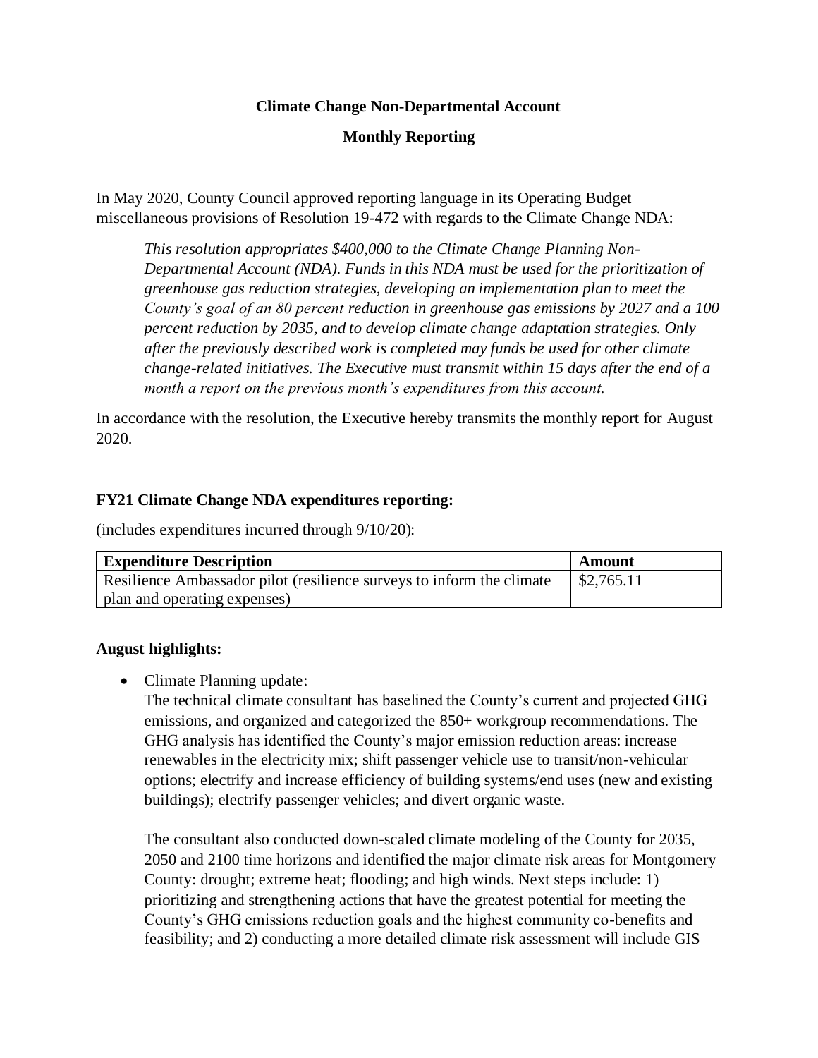**Climate Change Non-Departmental Account**

**Monthly Reporting**

In May 2020, County Council approved reporting language in its Operating Budget miscellaneous provisions of Resolution 19-472 with regards to the Climate Change NDA:

> *This resolution appropriates $400,000 to the Climate Change Planning Non-Departmental Account (NDA). Funds in this NDA must be used for the prioritization of greenhouse gas reduction strategies, developing an implementation plan to meet the County's goal of an 80 percent reduction in greenhouse gas emissions by 2027 and a 100 percent reduction by 2035, and to develop climate change adaptation strategies. Only after the previously described work is completed may funds be used for other climate change-related initiatives. The Executive must transmit within 15 days after the end of a month a report on the previous month's expenditures from this account.*

In accordance with the resolution, the Executive hereby transmits the monthly report for August 2020.

**FY21 Climate Change NDA expenditures reporting:**

(includes expenditures incurred through 9/10/20):

| **Expenditure Description** | **Amount** |
| --- | --- |
| Resilience Ambassador pilot (resilience surveys to inform the climate plan and operating expenses) | $2,765.11 |

**August highlights:**

- Climate Planning update:
  The technical climate consultant has baselined the County's current and projected GHG emissions, and organized and categorized the 850+ workgroup recommendations. The GHG analysis has identified the County's major emission reduction areas: increase renewables in the electricity mix; shift passenger vehicle use to transit/non-vehicular options; electrify and increase efficiency of building systems/end uses (new and existing buildings); electrify passenger vehicles; and divert organic waste.

  The consultant also conducted down-scaled climate modeling of the County for 2035, 2050 and 2100 time horizons and identified the major climate risk areas for Montgomery County: drought; extreme heat; flooding; and high winds. Next steps include: 1) prioritizing and strengthening actions that have the greatest potential for meeting the County's GHG emissions reduction goals and the highest community co-benefits and feasibility; and 2) conducting a more detailed climate risk assessment will include GIS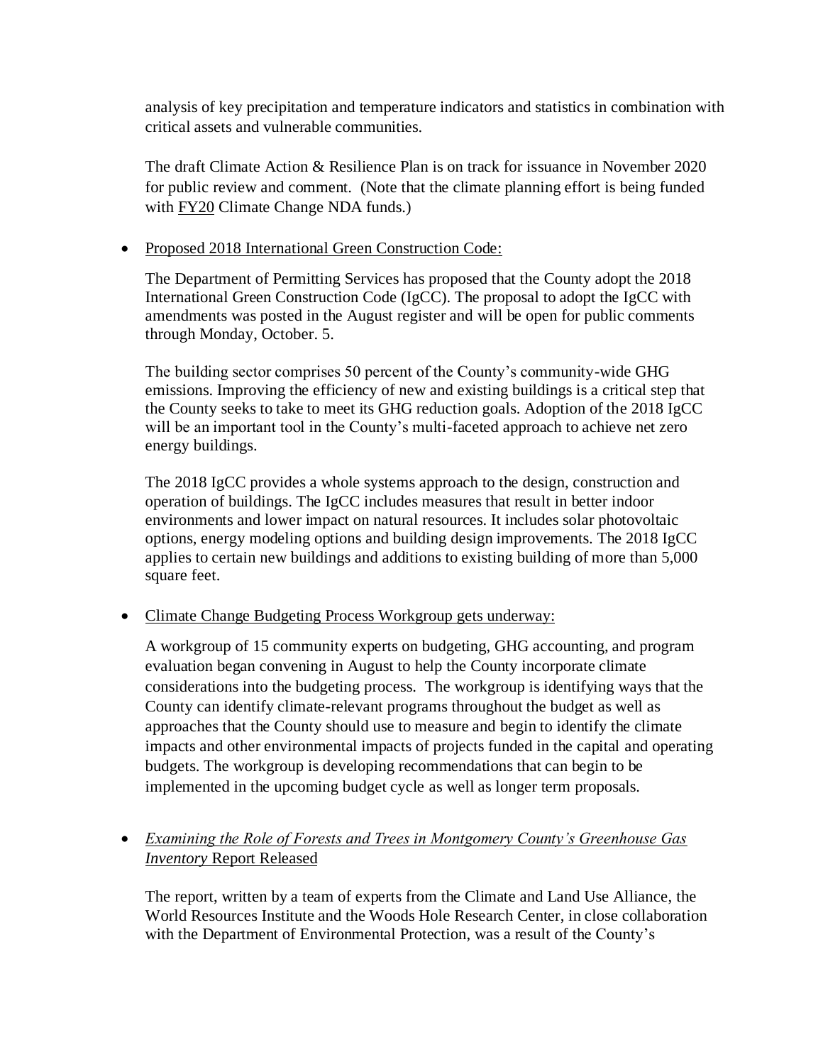analysis of key precipitation and temperature indicators and statistics in combination with critical assets and vulnerable communities.

The draft Climate Action & Resilience Plan is on track for issuance in November 2020 for public review and comment. (Note that the climate planning effort is being funded with FY20 Climate Change NDA funds.)

- Proposed 2018 International Green Construction Code:

  The Department of Permitting Services has proposed that the County adopt the 2018 International Green Construction Code (IgCC). The proposal to adopt the IgCC with amendments was posted in the August register and will be open for public comments through Monday, October. 5.

  The building sector comprises 50 percent of the County's community-wide GHG emissions. Improving the efficiency of new and existing buildings is a critical step that the County seeks to take to meet its GHG reduction goals. Adoption of the 2018 IgCC will be an important tool in the County's multi-faceted approach to achieve net zero energy buildings.

  The 2018 IgCC provides a whole systems approach to the design, construction and operation of buildings. The IgCC includes measures that result in better indoor environments and lower impact on natural resources. It includes solar photovoltaic options, energy modeling options and building design improvements. The 2018 IgCC applies to certain new buildings and additions to existing building of more than 5,000 square feet.

- Climate Change Budgeting Process Workgroup gets underway:

  A workgroup of 15 community experts on budgeting, GHG accounting, and program evaluation began convening in August to help the County incorporate climate considerations into the budgeting process. The workgroup is identifying ways that the County can identify climate-relevant programs throughout the budget as well as approaches that the County should use to measure and begin to identify the climate impacts and other environmental impacts of projects funded in the capital and operating budgets. The workgroup is developing recommendations that can begin to be implemented in the upcoming budget cycle as well as longer term proposals.

- *Examining the Role of Forests and Trees in Montgomery County's Greenhouse Gas Inventory* Report Released

  The report, written by a team of experts from the Climate and Land Use Alliance, the World Resources Institute and the Woods Hole Research Center, in close collaboration with the Department of Environmental Protection, was a result of the County's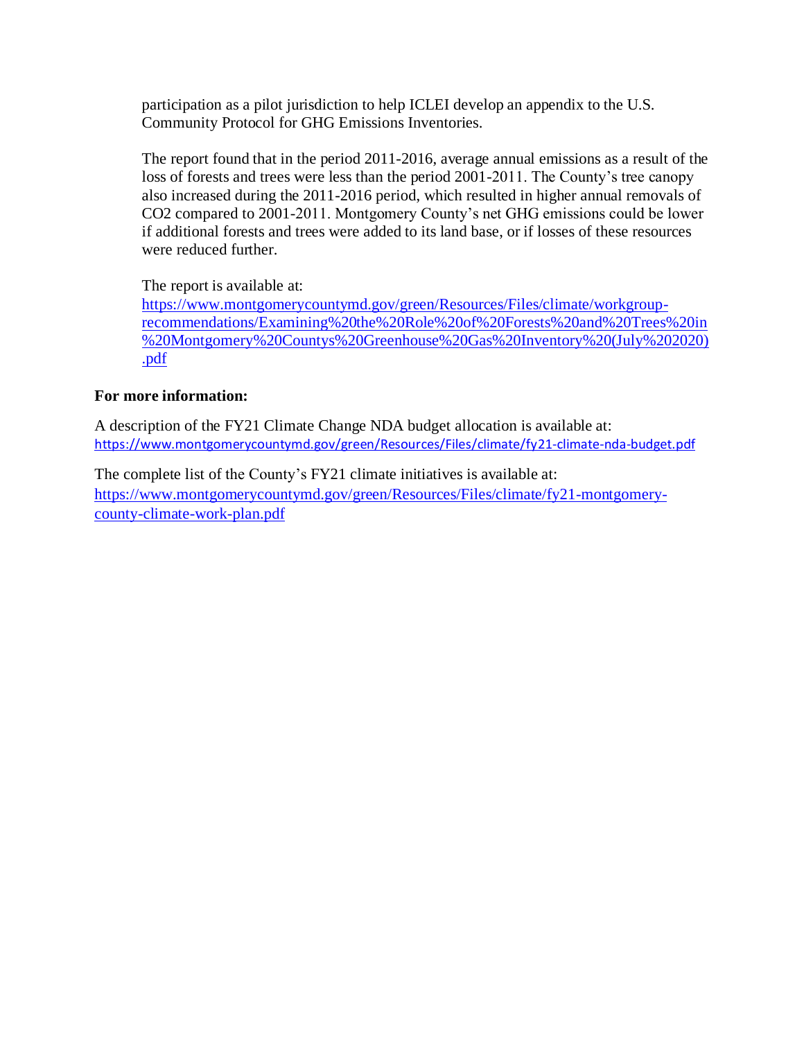participation as a pilot jurisdiction to help ICLEI develop an appendix to the U.S. Community Protocol for GHG Emissions Inventories.

The report found that in the period 2011-2016, average annual emissions as a result of the loss of forests and trees were less than the period 2001-2011. The County's tree canopy also increased during the 2011-2016 period, which resulted in higher annual removals of $CO_2$ compared to 2001-2011. Montgomery County's net GHG emissions could be lower if additional forests and trees were added to its land base, or if losses of these resources were reduced further.

The report is available at:
https://www.montgomerycountymd.gov/green/Resources/Files/climate/workgroup-recommendations/Examining%20the%20Role%20of%20Forests%20and%20Trees%20in%20Montgomery%20Countys%20Greenhouse%20Gas%20Inventory%20(July%202020).pdf

**For more information:**

A description of the FY21 Climate Change NDA budget allocation is available at:
https://www.montgomerycountymd.gov/green/Resources/Files/climate/fy21-climate-nda-budget.pdf

The complete list of the County's FY21 climate initiatives is available at:
https://www.montgomerycountymd.gov/green/Resources/Files/climate/fy21-montgomery-county-climate-work-plan.pdf